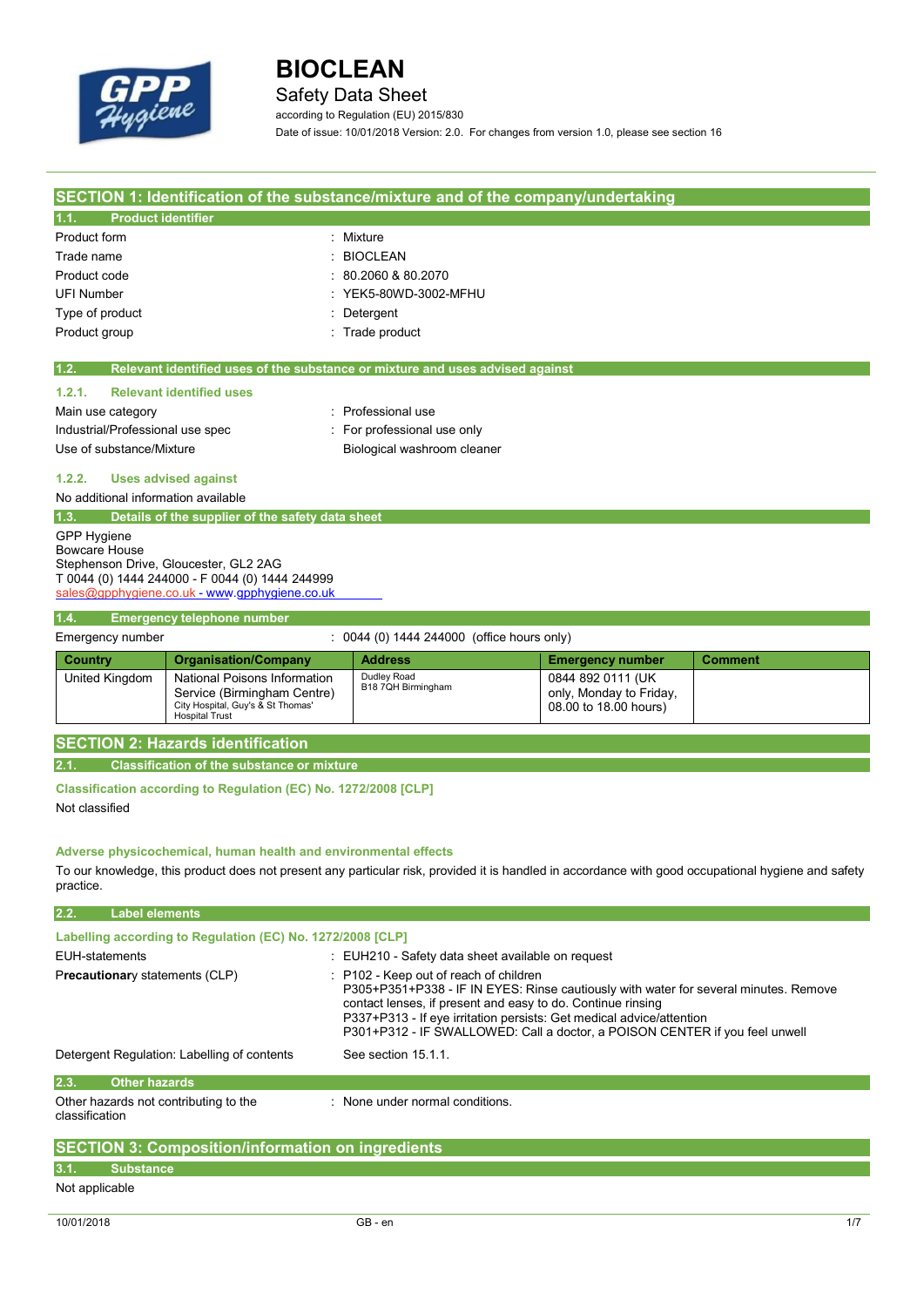# BIOCLEAN

## Safety Data Sheet

according to Regulation (EU) 2015/830

Date of issue: 10/01/2018 Version: 2.0. For changes from version 1.0, please see section 16

## SECTION 1: Identification of the substance/mixture and of the company/undertaking

### 1.1. Product identifier

| | |
|---|---|
| Product form | : Mixture |
| Trade name | : BIOCLEAN |
| Product code | : 80.2060 & 80.2070 |
| UFI Number | : YEK5-80WD-3002-MFHU |
| Type of product | : Detergent |
| Product group | : Trade product |

### 1.2. Relevant identified uses of the substance or mixture and uses advised against

#### 1.2.1. Relevant identified uses

| | |
|---|---|
| Main use category | : Professional use |
| Industrial/Professional use spec | : For professional use only |
| Use of substance/Mixture | Biological washroom cleaner |

#### 1.2.2. Uses advised against

No additional information available

### 1.3. Details of the supplier of the safety data sheet

GPP Hygiene
Bowcare House
Stephenson Drive, Gloucester, GL2 2AG
T 0044 (0) 1444 244000 - F 0044 (0) 1444 244999
sales@gpphygiene.co.uk - www.gpphygiene.co.uk

### 1.4. Emergency telephone number

Emergency number : 0044 (0) 1444 244000 (office hours only)

| Country | Organisation/Company | Address | Emergency number | Comment |
|---|---|---|---|---|
| United Kingdom | National Poisons Information Service (Birmingham Centre) City Hospital, Guy's & St Thomas' Hospital Trust | Dudley Road B18 7QH Birmingham | 0844 892 0111 (UK only, Monday to Friday, 08.00 to 18.00 hours) | |

## SECTION 2: Hazards identification

### 2.1. Classification of the substance or mixture

**Classification according to Regulation (EC) No. 1272/2008 [CLP]**

Not classified

**Adverse physicochemical, human health and environmental effects**

To our knowledge, this product does not present any particular risk, provided it is handled in accordance with good occupational hygiene and safety practice.

### 2.2. Label elements

**Labelling according to Regulation (EC) No. 1272/2008 [CLP]**

EUH-statements : EUH210 - Safety data sheet available on request

Precautionary statements (CLP) :
P102 - Keep out of reach of children
P305+P351+P338 - IF IN EYES: Rinse cautiously with water for several minutes. Remove contact lenses, if present and easy to do. Continue rinsing
P337+P313 - If eye irritation persists: Get medical advice/attention
P301+P312 - IF SWALLOWED: Call a doctor, a POISON CENTER if you feel unwell

Detergent Regulation: Labelling of contents : See section 15.1.1.

### 2.3. Other hazards

Other hazards not contributing to the classification : None under normal conditions.

## SECTION 3: Composition/information on ingredients

### 3.1. Substance

Not applicable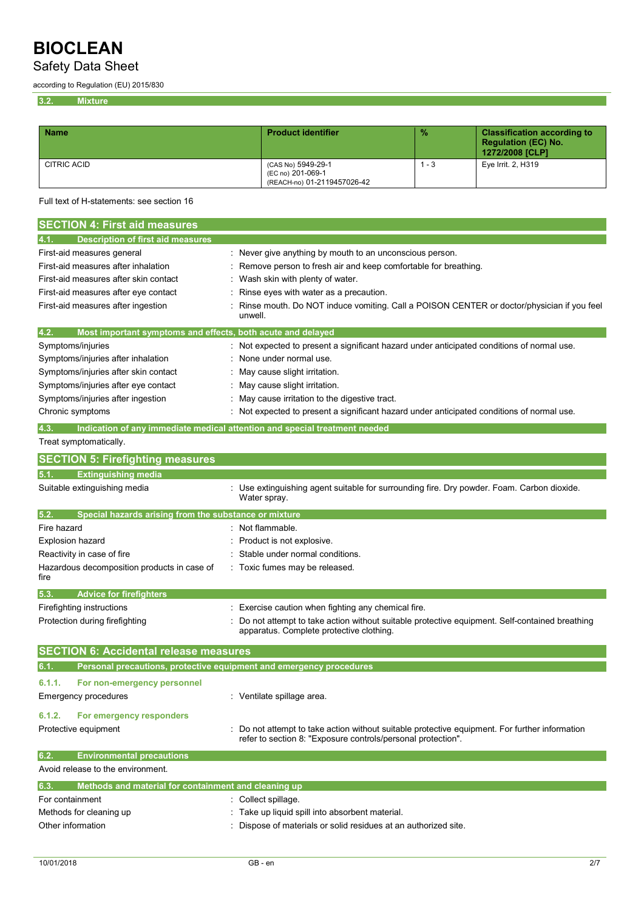### 3.2. Mixture

| Name | Product identifier | % | Classification according to Regulation (EC) No. 1272/2008 [CLP] |
|---|---|---|---|
| CITRIC ACID | (CAS No) 5949-29-1<br>(EC no) 201-069-1<br>(REACH-no) 01-2119457026-42 | 1 - 3 | Eye Irrit. 2, H319 |

Full text of H-statements: see section 16

## SECTION 4: First aid measures

### 4.1. Description of first aid measures

| | |
|---|---|
| First-aid measures general | : Never give anything by mouth to an unconscious person. |
| First-aid measures after inhalation | : Remove person to fresh air and keep comfortable for breathing. |
| First-aid measures after skin contact | : Wash skin with plenty of water. |
| First-aid measures after eye contact | : Rinse eyes with water as a precaution. |
| First-aid measures after ingestion | : Rinse mouth. Do NOT induce vomiting. Call a POISON CENTER or doctor/physician if you feel unwell. |

### 4.2. Most important symptoms and effects, both acute and delayed

| | |
|---|---|
| Symptoms/injuries | : Not expected to present a significant hazard under anticipated conditions of normal use. |
| Symptoms/injuries after inhalation | : None under normal use. |
| Symptoms/injuries after skin contact | : May cause slight irritation. |
| Symptoms/injuries after eye contact | : May cause slight irritation. |
| Symptoms/injuries after ingestion | : May cause irritation to the digestive tract. |
| Chronic symptoms | : Not expected to present a significant hazard under anticipated conditions of normal use. |

### 4.3. Indication of any immediate medical attention and special treatment needed

Treat symptomatically.

## SECTION 5: Firefighting measures

### 5.1. Extinguishing media

| | |
|---|---|
| Suitable extinguishing media | : Use extinguishing agent suitable for surrounding fire. Dry powder. Foam. Carbon dioxide. Water spray. |

### 5.2. Special hazards arising from the substance or mixture

| | |
|---|---|
| Fire hazard | : Not flammable. |
| Explosion hazard | : Product is not explosive. |
| Reactivity in case of fire | : Stable under normal conditions. |
| Hazardous decomposition products in case of fire | : Toxic fumes may be released. |

### 5.3. Advice for firefighters

| | |
|---|---|
| Firefighting instructions | : Exercise caution when fighting any chemical fire. |
| Protection during firefighting | : Do not attempt to take action without suitable protective equipment. Self-contained breathing apparatus. Complete protective clothing. |

## SECTION 6: Accidental release measures

### 6.1. Personal precautions, protective equipment and emergency procedures

#### 6.1.1. For non-emergency personnel

| | |
|---|---|
| Emergency procedures | : Ventilate spillage area. |

#### 6.1.2. For emergency responders

| | |
|---|---|
| Protective equipment | : Do not attempt to take action without suitable protective equipment. For further information refer to section 8: "Exposure controls/personal protection". |

### 6.2. Environmental precautions

Avoid release to the environment.

### 6.3. Methods and material for containment and cleaning up

| | |
|---|---|
| For containment | : Collect spillage. |
| Methods for cleaning up | : Take up liquid spill into absorbent material. |
| Other information | : Dispose of materials or solid residues at an authorized site. |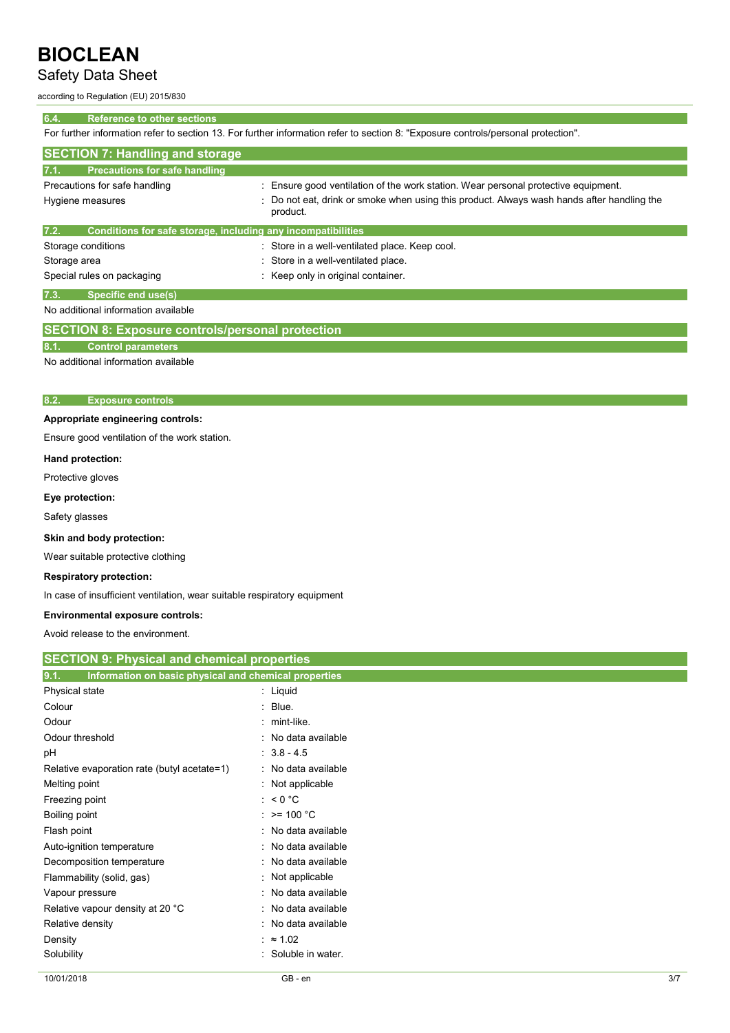### 6.4. Reference to other sections

For further information refer to section 13. For further information refer to section 8: "Exposure controls/personal protection".

## SECTION 7: Handling and storage

### 7.1. Precautions for safe handling

| | |
|---|---|
| Precautions for safe handling | : Ensure good ventilation of the work station. Wear personal protective equipment. |
| Hygiene measures | : Do not eat, drink or smoke when using this product. Always wash hands after handling the product. |

### 7.2. Conditions for safe storage, including any incompatibilities

| | |
|---|---|
| Storage conditions | : Store in a well-ventilated place. Keep cool. |
| Storage area | : Store in a well-ventilated place. |
| Special rules on packaging | : Keep only in original container. |

### 7.3. Specific end use(s)

No additional information available

## SECTION 8: Exposure controls/personal protection

### 8.1. Control parameters

No additional information available

### 8.2. Exposure controls

**Appropriate engineering controls:**

Ensure good ventilation of the work station.

**Hand protection:**

Protective gloves

**Eye protection:**

Safety glasses

**Skin and body protection:**

Wear suitable protective clothing

**Respiratory protection:**

In case of insufficient ventilation, wear suitable respiratory equipment

**Environmental exposure controls:**

Avoid release to the environment.

## SECTION 9: Physical and chemical properties

### 9.1. Information on basic physical and chemical properties

| | |
|---|---|
| Physical state | : Liquid |
| Colour | : Blue. |
| Odour | : mint-like. |
| Odour threshold | : No data available |
| pH | : 3.8 - 4.5 |
| Relative evaporation rate (butyl acetate=1) | : No data available |
| Melting point | : Not applicable |
| Freezing point | : < 0 °C |
| Boiling point | : >= 100 °C |
| Flash point | : No data available |
| Auto-ignition temperature | : No data available |
| Decomposition temperature | : No data available |
| Flammability (solid, gas) | : Not applicable |
| Vapour pressure | : No data available |
| Relative vapour density at 20 °C | : No data available |
| Relative density | : No data available |
| Density | : ≈ 1.02 |
| Solubility | : Soluble in water. |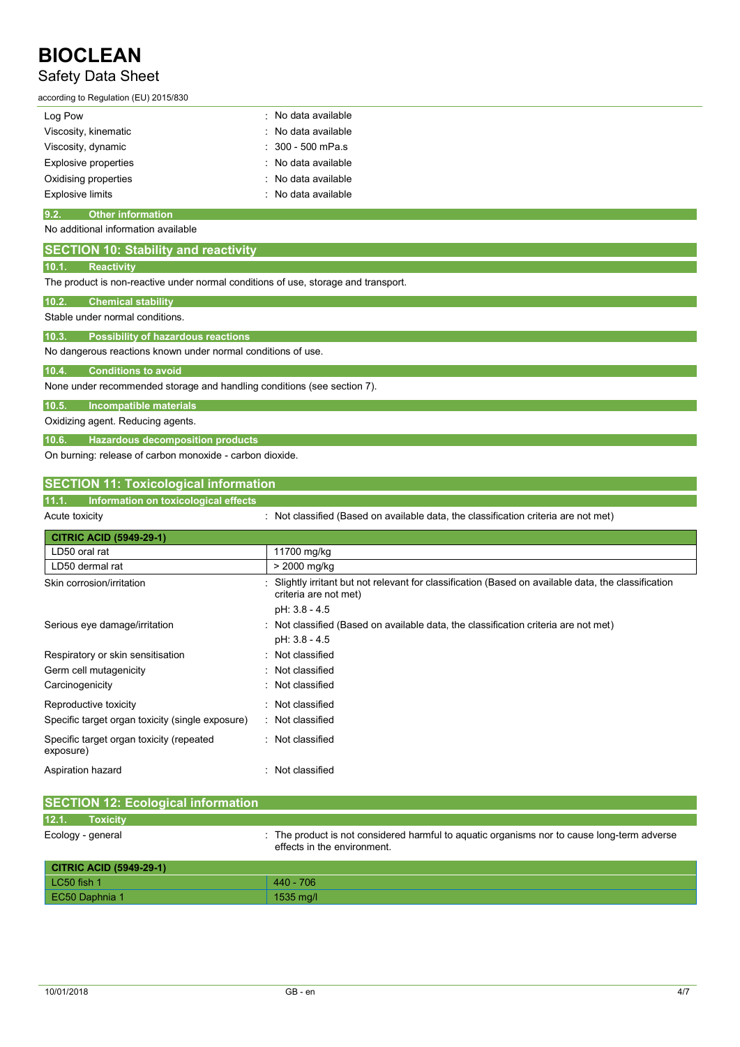| | |
|---|---|
| Log Pow | : No data available |
| Viscosity, kinematic | : No data available |
| Viscosity, dynamic | : 300 - 500 mPa.s |
| Explosive properties | : No data available |
| Oxidising properties | : No data available |
| Explosive limits | : No data available |

### 9.2. Other information

No additional information available

## SECTION 10: Stability and reactivity

### 10.1. Reactivity

The product is non-reactive under normal conditions of use, storage and transport.

### 10.2. Chemical stability

Stable under normal conditions.

### 10.3. Possibility of hazardous reactions

No dangerous reactions known under normal conditions of use.

### 10.4. Conditions to avoid

None under recommended storage and handling conditions (see section 7).

### 10.5. Incompatible materials

Oxidizing agent. Reducing agents.

### 10.6. Hazardous decomposition products

On burning: release of carbon monoxide - carbon dioxide.

## SECTION 11: Toxicological information

### 11.1. Information on toxicological effects

Acute toxicity : Not classified (Based on available data, the classification criteria are not met)

| CITRIC ACID (5949-29-1) | |
|---|---|
| LD50 oral rat | 11700 mg/kg |
| LD50 dermal rat | > 2000 mg/kg |

| | |
|---|---|
| Skin corrosion/irritation | : Slightly irritant but not relevant for classification (Based on available data, the classification criteria are not met)<br>pH: 3.8 - 4.5 |
| Serious eye damage/irritation | : Not classified (Based on available data, the classification criteria are not met)<br>pH: 3.8 - 4.5 |
| Respiratory or skin sensitisation | : Not classified |
| Germ cell mutagenicity | : Not classified |
| Carcinogenicity | : Not classified |
| Reproductive toxicity | : Not classified |
| Specific target organ toxicity (single exposure) | : Not classified |
| Specific target organ toxicity (repeated exposure) | : Not classified |
| Aspiration hazard | : Not classified |

## SECTION 12: Ecological information

### 12.1. Toxicity

Ecology - general : The product is not considered harmful to aquatic organisms nor to cause long-term adverse effects in the environment.

| CITRIC ACID (5949-29-1) | |
|---|---|
| LC50 fish 1 | 440 - 706 |
| EC50 Daphnia 1 | 1535 mg/l |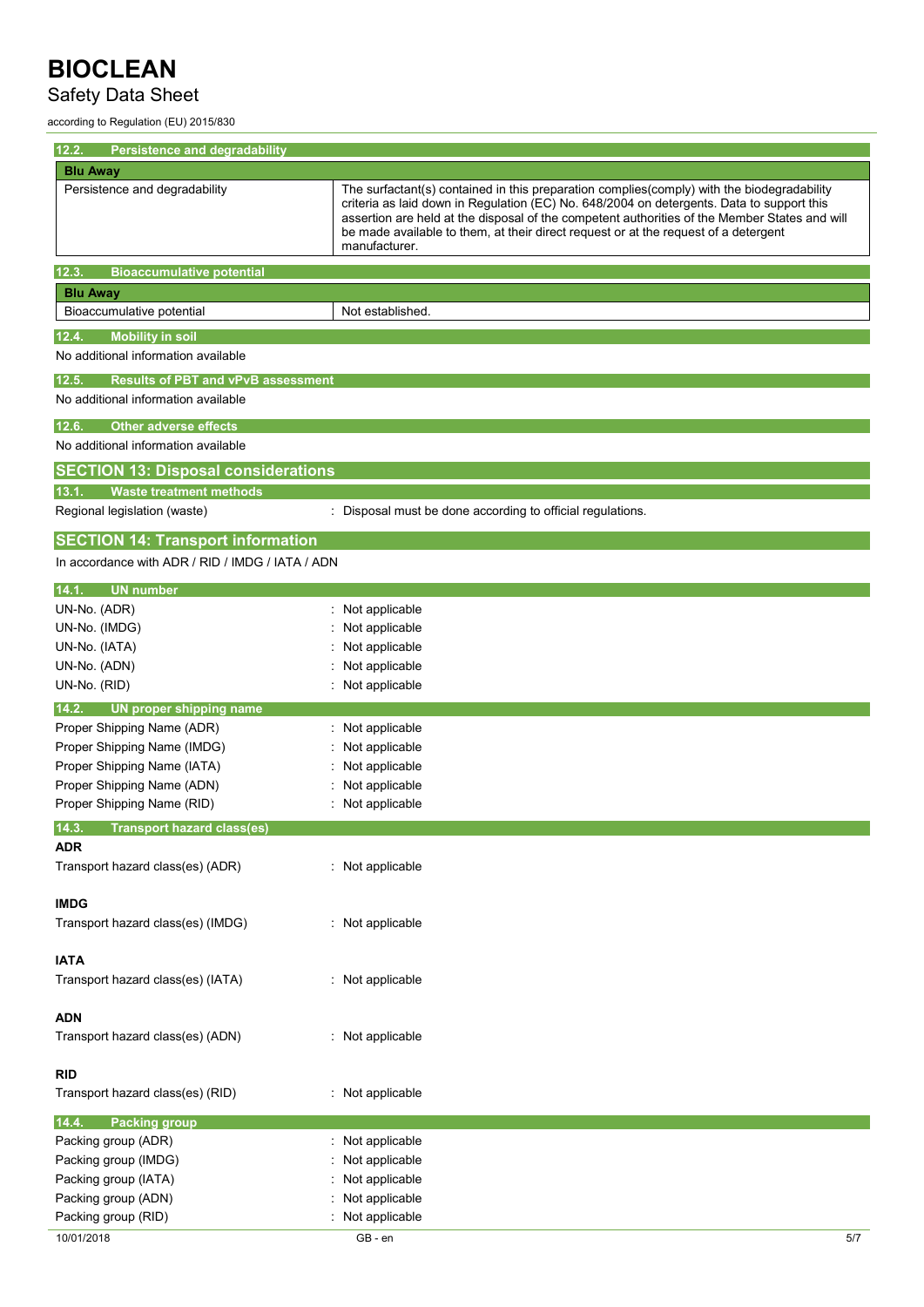### 12.2. Persistence and degradability

| Blu Away | |
|---|---|
| Persistence and degradability | The surfactant(s) contained in this preparation complies(comply) with the biodegradability criteria as laid down in Regulation (EC) No. 648/2004 on detergents. Data to support this assertion are held at the disposal of the competent authorities of the Member States and will be made available to them, at their direct request or at the request of a detergent manufacturer. |

### 12.3. Bioaccumulative potential

| Blu Away | |
|---|---|
| Bioaccumulative potential | Not established. |

### 12.4. Mobility in soil

No additional information available

### 12.5. Results of PBT and vPvB assessment

No additional information available

### 12.6. Other adverse effects

No additional information available

## SECTION 13: Disposal considerations

### 13.1. Waste treatment methods

Regional legislation (waste) : Disposal must be done according to official regulations.

## SECTION 14: Transport information

In accordance with ADR / RID / IMDG / IATA / ADN

### 14.1. UN number

UN-No. (ADR) : Not applicable
UN-No. (IMDG) : Not applicable
UN-No. (IATA) : Not applicable
UN-No. (ADN) : Not applicable
UN-No. (RID) : Not applicable

### 14.2. UN proper shipping name

Proper Shipping Name (ADR) : Not applicable
Proper Shipping Name (IMDG) : Not applicable
Proper Shipping Name (IATA) : Not applicable
Proper Shipping Name (ADN) : Not applicable
Proper Shipping Name (RID) : Not applicable

### 14.3. Transport hazard class(es)

**ADR**

Transport hazard class(es) (ADR) : Not applicable

**IMDG**

Transport hazard class(es) (IMDG) : Not applicable

**IATA**

Transport hazard class(es) (IATA) : Not applicable

**ADN**

Transport hazard class(es) (ADN) : Not applicable

**RID**

Transport hazard class(es) (RID) : Not applicable

### 14.4. Packing group

Packing group (ADR) : Not applicable
Packing group (IMDG) : Not applicable
Packing group (IATA) : Not applicable
Packing group (ADN) : Not applicable
Packing group (RID) : Not applicable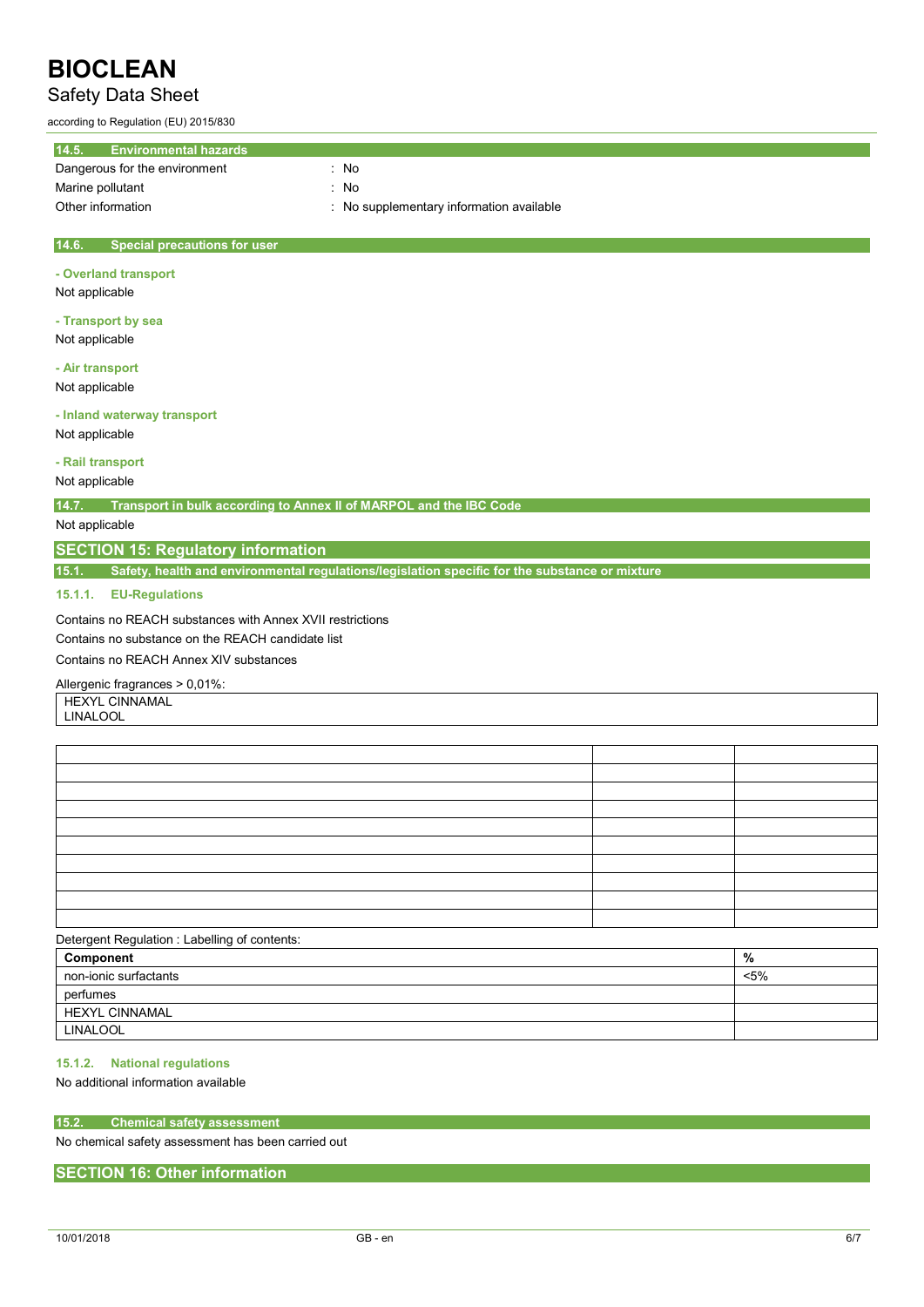### 14.5. Environmental hazards

Dangerous for the environment : No

Marine pollutant : No

Other information : No supplementary information available

### 14.6. Special precautions for user

**- Overland transport**

Not applicable

**- Transport by sea**

Not applicable

**- Air transport**

Not applicable

**- Inland waterway transport**

Not applicable

**- Rail transport**

Not applicable

### 14.7. Transport in bulk according to Annex II of MARPOL and the IBC Code

Not applicable

## SECTION 15: Regulatory information

### 15.1. Safety, health and environmental regulations/legislation specific for the substance or mixture

#### 15.1.1. EU-Regulations

Contains no REACH substances with Annex XVII restrictions

Contains no substance on the REACH candidate list

Contains no REACH Annex XIV substances

Allergenic fragrances > 0,01%:

| |
|---|
| HEXYL CINNAMAL<br>LINALOOL |

| | | |
|---|---|---|
| | | |
| | | |
| | | |
| | | |
| | | |
| | | |
| | | |
| | | |
| | | |

Detergent Regulation : Labelling of contents:

| Component | % |
|---|---|
| non-ionic surfactants | <5% |
| perfumes | |
| HEXYL CINNAMAL | |
| LINALOOL | |

#### 15.1.2. National regulations

No additional information available

### 15.2. Chemical safety assessment

No chemical safety assessment has been carried out

## SECTION 16: Other information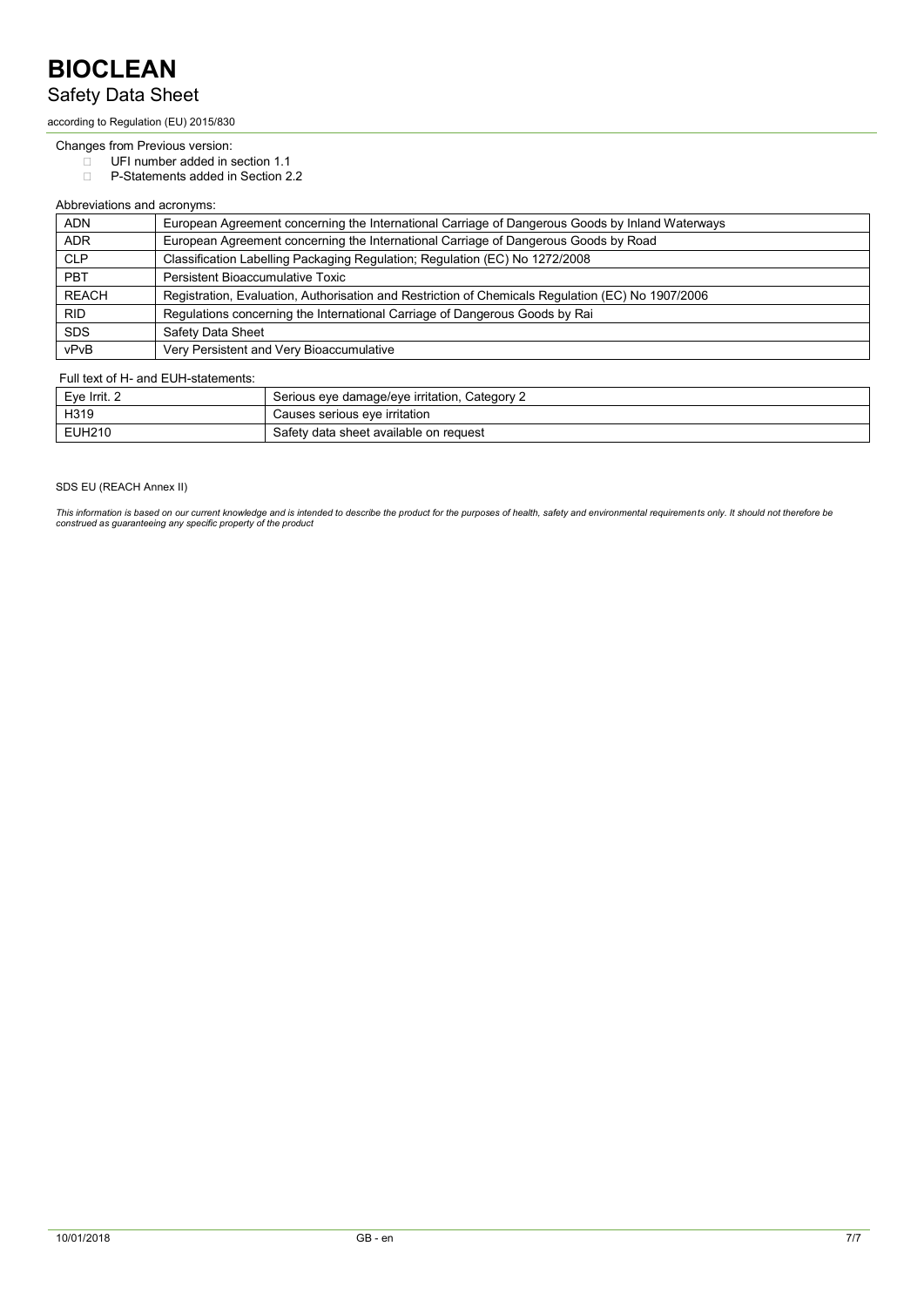Changes from Previous version:

- UFI number added in section 1.1
- P-Statements added in Section 2.2

Abbreviations and acronyms:

| | |
|---|---|
| ADN | European Agreement concerning the International Carriage of Dangerous Goods by Inland Waterways |
| ADR | European Agreement concerning the International Carriage of Dangerous Goods by Road |
| CLP | Classification Labelling Packaging Regulation; Regulation (EC) No 1272/2008 |
| PBT | Persistent Bioaccumulative Toxic |
| REACH | Registration, Evaluation, Authorisation and Restriction of Chemicals Regulation (EC) No 1907/2006 |
| RID | Regulations concerning the International Carriage of Dangerous Goods by Rai |
| SDS | Safety Data Sheet |
| vPvB | Very Persistent and Very Bioaccumulative |

Full text of H- and EUH-statements:

| | |
|---|---|
| Eye Irrit. 2 | Serious eye damage/eye irritation, Category 2 |
| H319 | Causes serious eye irritation |
| EUH210 | Safety data sheet available on request |

SDS EU (REACH Annex II)

*This information is based on our current knowledge and is intended to describe the product for the purposes of health, safety and environmental requirements only. It should not therefore be construed as guaranteeing any specific property of the product*